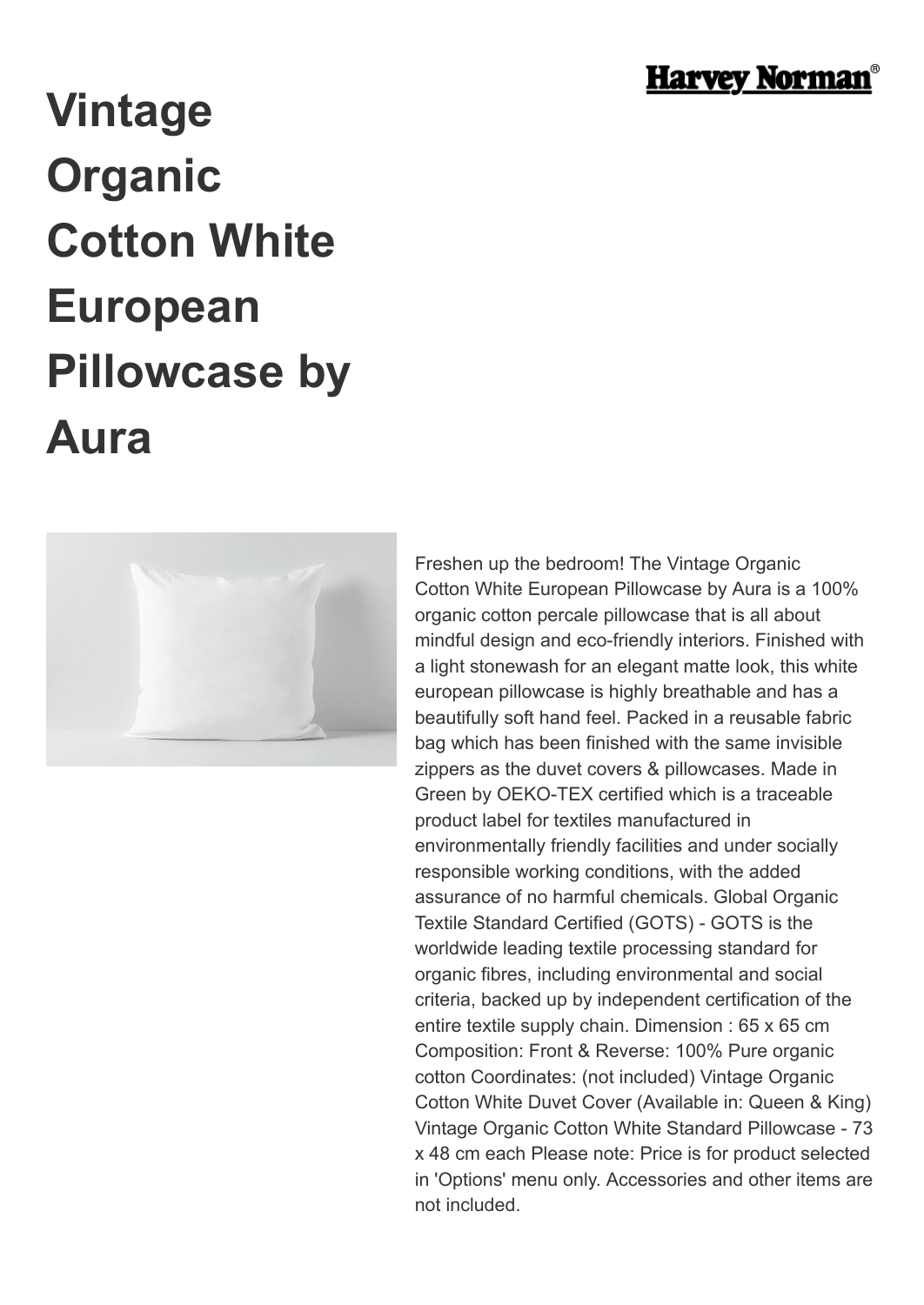# Vintage Organic Cotton White European Pillowcase by Aura

Freshen up the bedroom! The Vintage Organic Cotton White European Pillowcase by Aura is a 100% organic cotton percale pillowcase that is all about mindful design and eco-friendly interiors. Finished with a light stonewash for an elegant matte look, this white european pillowcase is highly breathable and has a beautifully soft hand feel. Packed in a reusable fabric bag which has been finished with the same invisible zippers as the duvet covers & pillowcases. Made in Green by OEKO-TEX certified which is a traceable product label for textiles manufactured in environmentally friendly facilities and under socially responsible working conditions, with the added assurance of no harmful chemicals. Global Organic Textile Standard Certified (GOTS) - GOTS is the worldwide leading textile processing standard for organic fibres, including environmental and social criteria, backed up by independent certification of the entire textile supply chain. Dimension : 65 x 65 cm Composition: Front & Reverse: 100% Pure organic cotton Coordinates: (not included) Vintage Organic Cotton White Duvet Cover (Available in: Queen & King) Vintage Organic Cotton White Standard Pillowcase - 73 x 48 cm each Please note: Price is for product selected in 'Options' menu only. Accessories and other items are not included.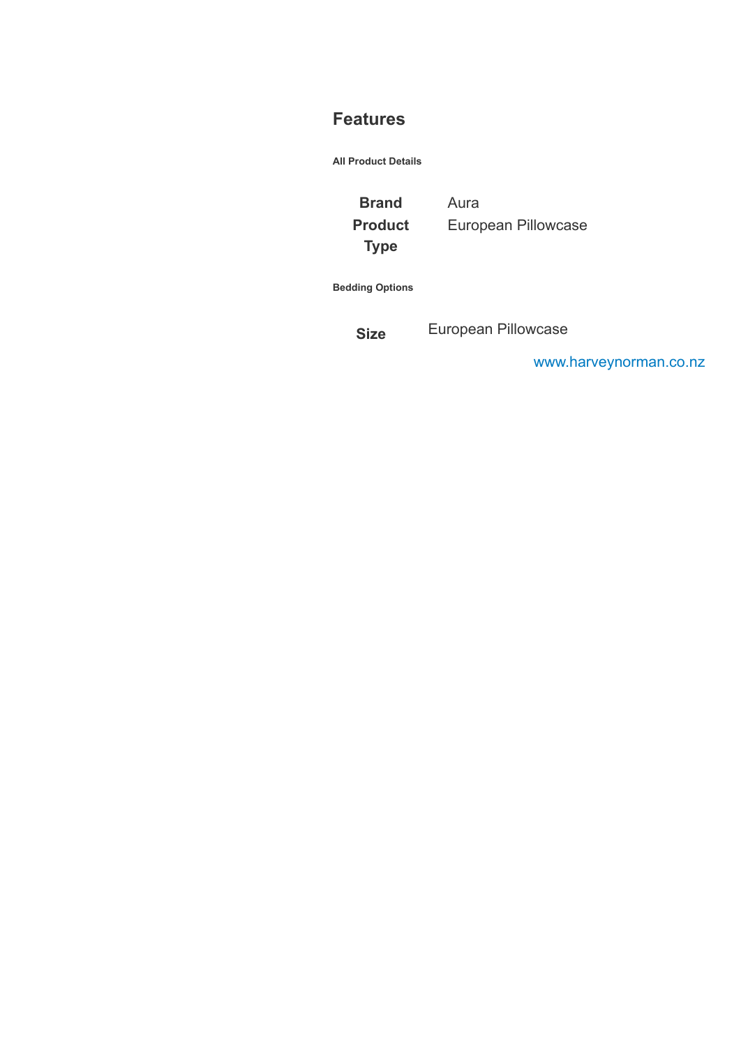## Features

**All Product Details**

| | |
|---|---|
| **Brand** | Aura |
| **Product Type** | European Pillowcase |

**Bedding Options**

| | |
|---|---|
| **Size** | European Pillowcase |

www.harveynorman.co.nz